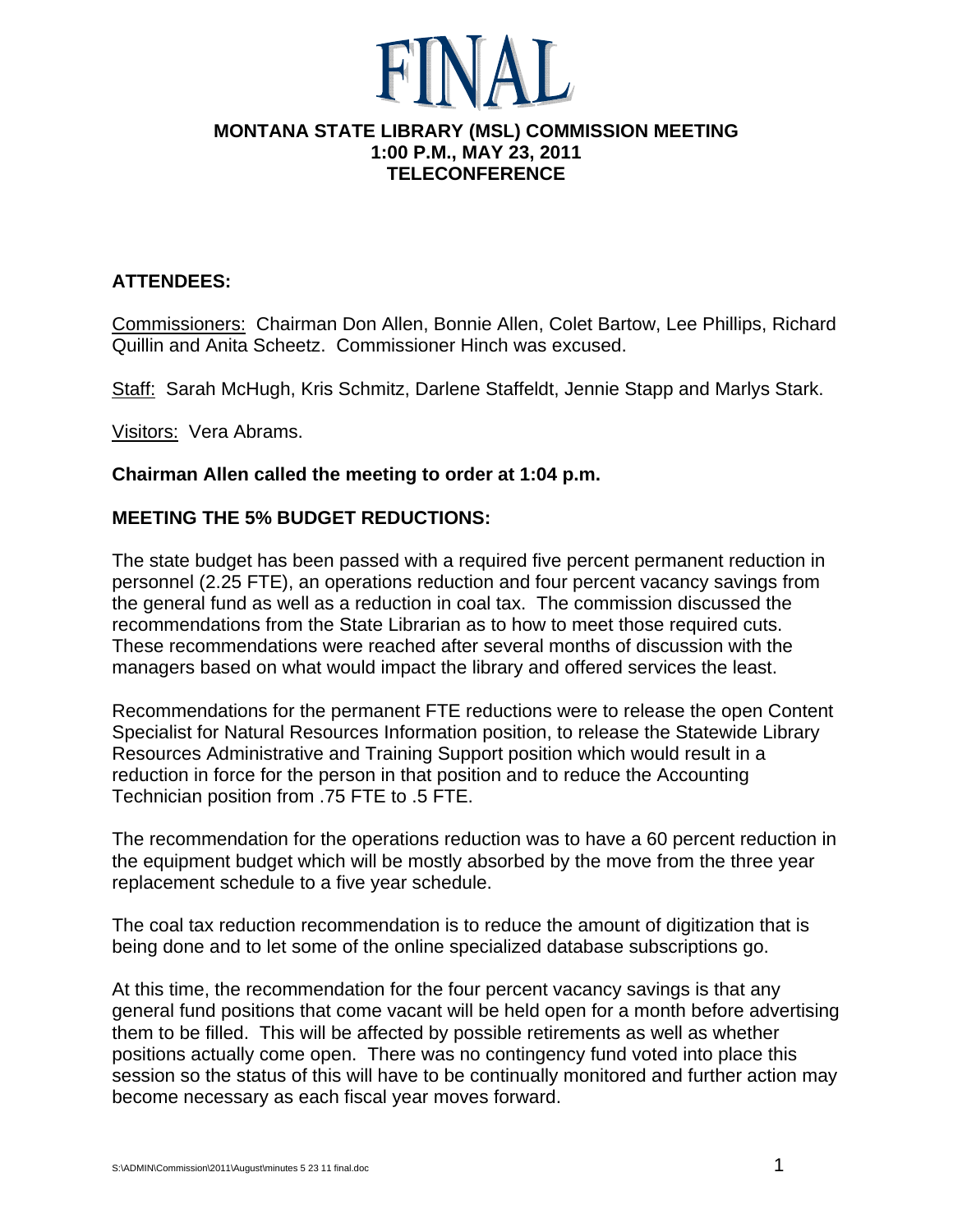# FINAL

## MONTANA STATE LIBRARY (MSL) COMMISSION MEETING
## 1:00 P.M., MAY 23, 2011
## TELECONFERENCE

**ATTENDEES:**

Commissioners: Chairman Don Allen, Bonnie Allen, Colet Bartow, Lee Phillips, Richard Quillin and Anita Scheetz. Commissioner Hinch was excused.

Staff: Sarah McHugh, Kris Schmitz, Darlene Staffeldt, Jennie Stapp and Marlys Stark.

Visitors: Vera Abrams.

**Chairman Allen called the meeting to order at 1:04 p.m.**

**MEETING THE 5% BUDGET REDUCTIONS:**

The state budget has been passed with a required five percent permanent reduction in personnel (2.25 FTE), an operations reduction and four percent vacancy savings from the general fund as well as a reduction in coal tax. The commission discussed the recommendations from the State Librarian as to how to meet those required cuts. These recommendations were reached after several months of discussion with the managers based on what would impact the library and offered services the least.

Recommendations for the permanent FTE reductions were to release the open Content Specialist for Natural Resources Information position, to release the Statewide Library Resources Administrative and Training Support position which would result in a reduction in force for the person in that position and to reduce the Accounting Technician position from .75 FTE to .5 FTE.

The recommendation for the operations reduction was to have a 60 percent reduction in the equipment budget which will be mostly absorbed by the move from the three year replacement schedule to a five year schedule.

The coal tax reduction recommendation is to reduce the amount of digitization that is being done and to let some of the online specialized database subscriptions go.

At this time, the recommendation for the four percent vacancy savings is that any general fund positions that come vacant will be held open for a month before advertising them to be filled. This will be affected by possible retirements as well as whether positions actually come open. There was no contingency fund voted into place this session so the status of this will have to be continually monitored and further action may become necessary as each fiscal year moves forward.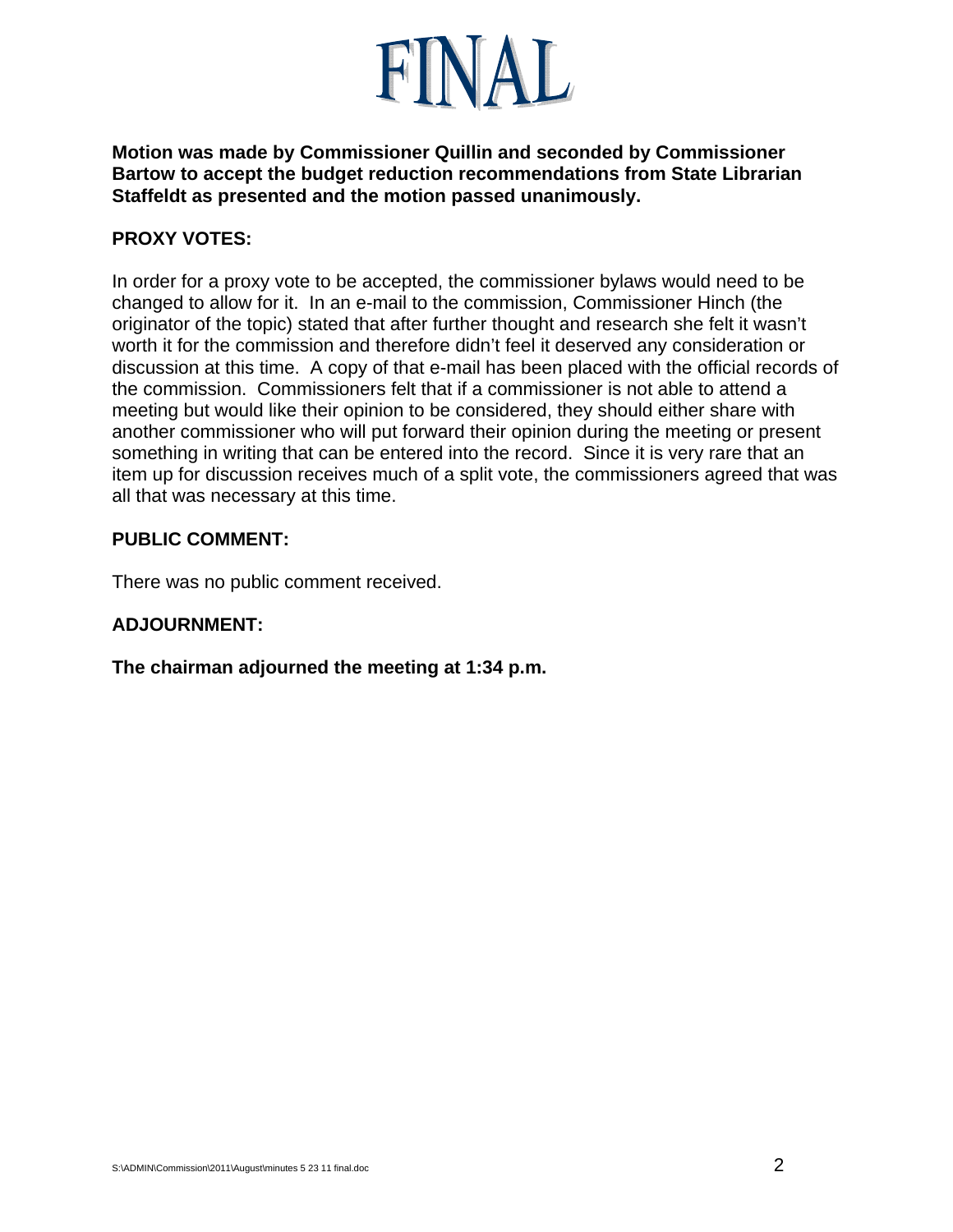# FINAL

**Motion was made by Commissioner Quillin and seconded by Commissioner Bartow to accept the budget reduction recommendations from State Librarian Staffeldt as presented and the motion passed unanimously.**

## PROXY VOTES:

In order for a proxy vote to be accepted, the commissioner bylaws would need to be changed to allow for it. In an e-mail to the commission, Commissioner Hinch (the originator of the topic) stated that after further thought and research she felt it wasn't worth it for the commission and therefore didn't feel it deserved any consideration or discussion at this time. A copy of that e-mail has been placed with the official records of the commission. Commissioners felt that if a commissioner is not able to attend a meeting but would like their opinion to be considered, they should either share with another commissioner who will put forward their opinion during the meeting or present something in writing that can be entered into the record. Since it is very rare that an item up for discussion receives much of a split vote, the commissioners agreed that was all that was necessary at this time.

## PUBLIC COMMENT:

There was no public comment received.

## ADJOURNMENT:

**The chairman adjourned the meeting at 1:34 p.m.**

S:\ADMIN\Commission\2011\August\minutes 5 23 11 final.doc